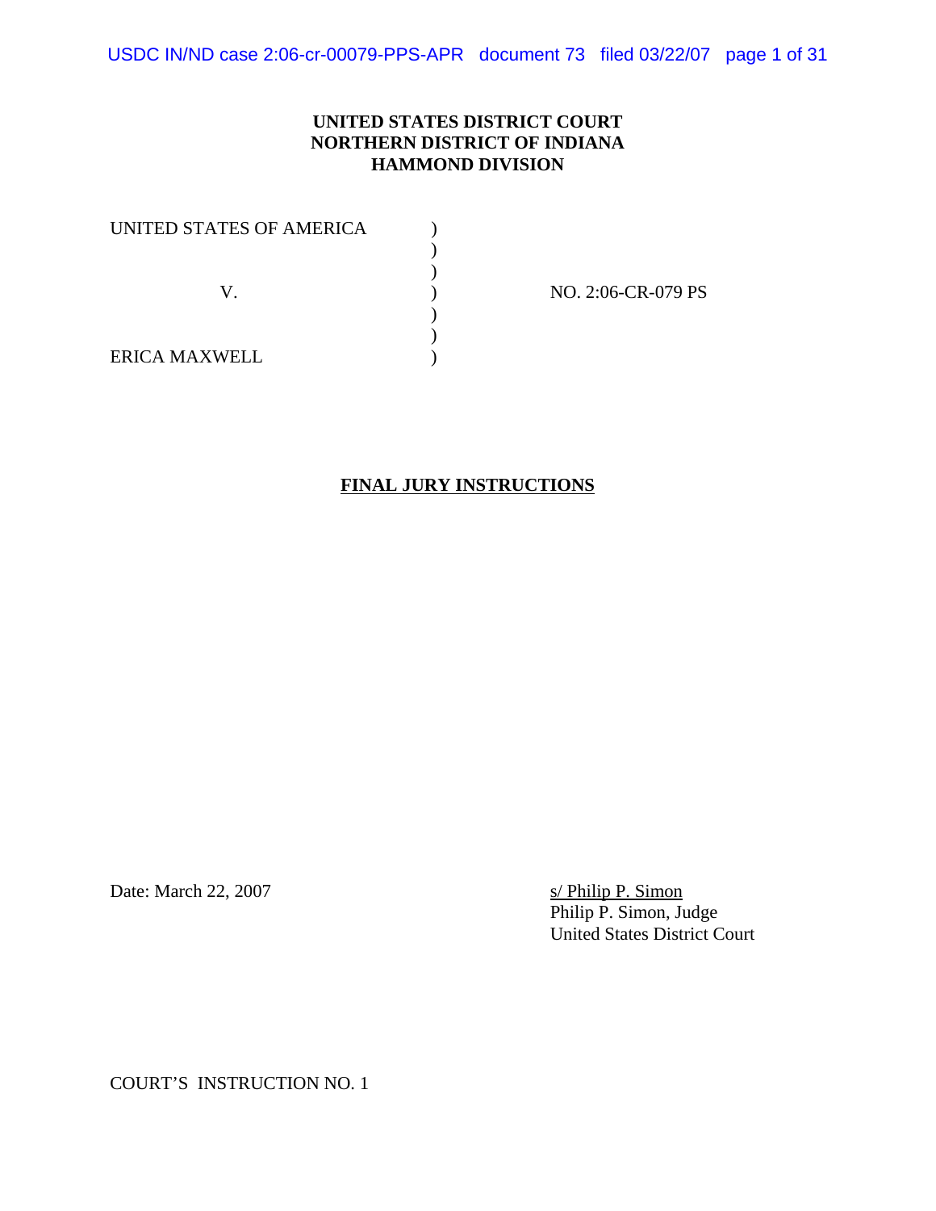**UNITED STATES DISTRICT COURT**
**NORTHERN DISTRICT OF INDIANA**
**HAMMOND DIVISION**

| | | |
|---|---|---|
| UNITED STATES OF AMERICA | ) | |
| | ) | |
| | ) | |
| V. | ) | NO. 2:06-CR-079 PS |
| | ) | |
| | ) | |
| ERICA MAXWELL | ) | |

**FINAL JURY INSTRUCTIONS**

Date: March 22, 2007

s/ Philip P. Simon
Philip P. Simon, Judge
United States District Court

COURT'S INSTRUCTION NO. 1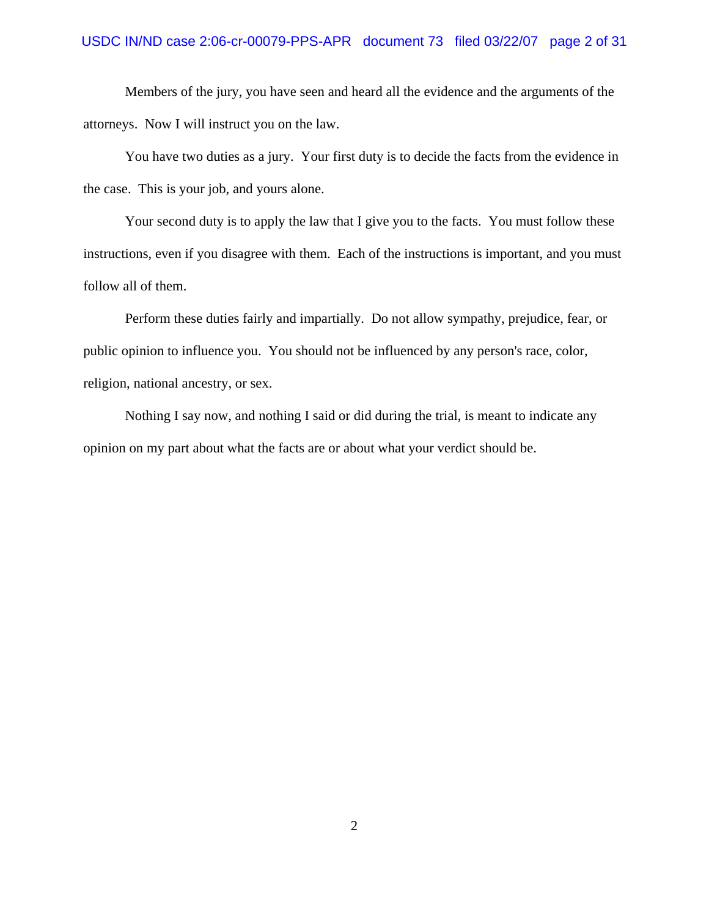Members of the jury, you have seen and heard all the evidence and the arguments of the attorneys. Now I will instruct you on the law.

You have two duties as a jury. Your first duty is to decide the facts from the evidence in the case. This is your job, and yours alone.

Your second duty is to apply the law that I give you to the facts. You must follow these instructions, even if you disagree with them. Each of the instructions is important, and you must follow all of them.

Perform these duties fairly and impartially. Do not allow sympathy, prejudice, fear, or public opinion to influence you. You should not be influenced by any person's race, color, religion, national ancestry, or sex.

Nothing I say now, and nothing I said or did during the trial, is meant to indicate any opinion on my part about what the facts are or about what your verdict should be.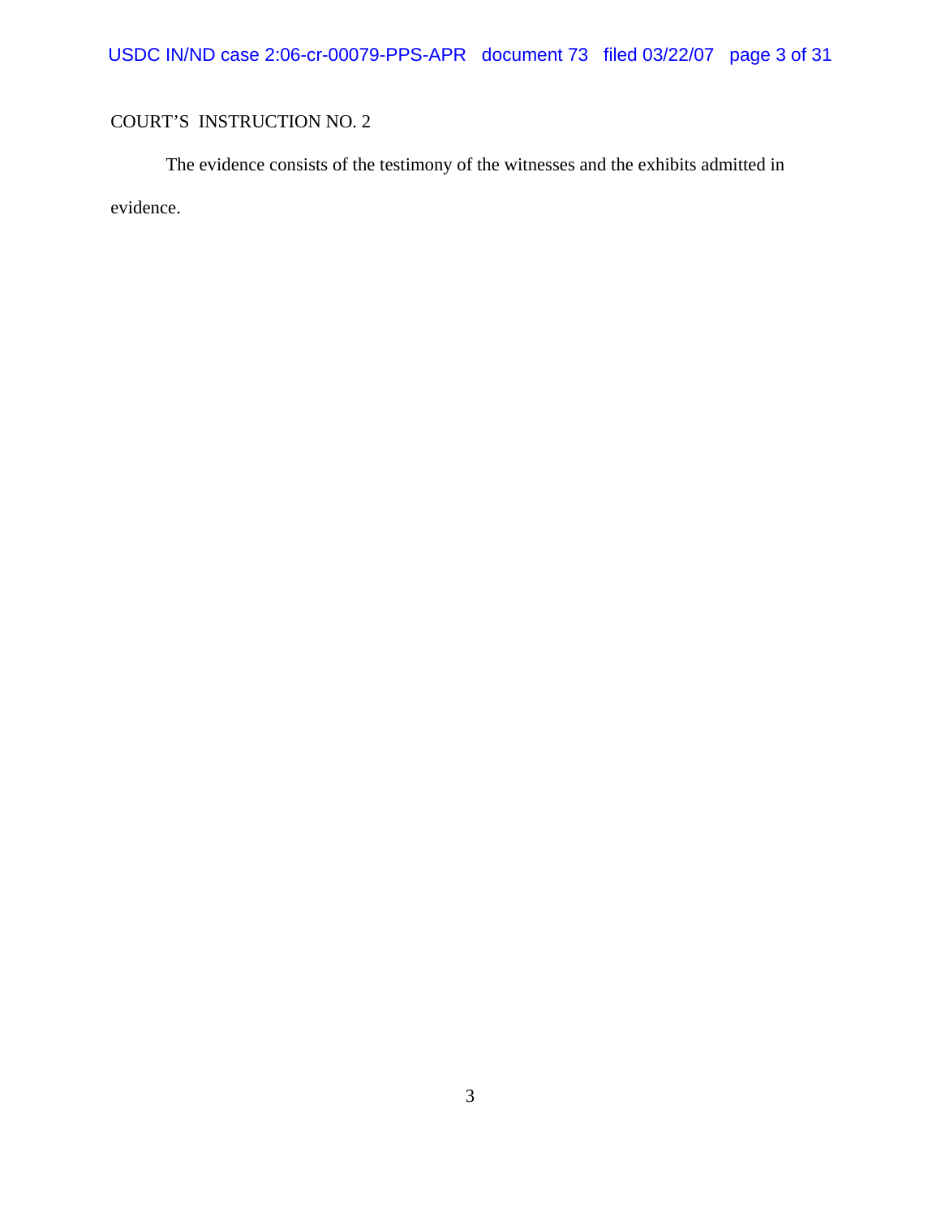COURT'S  INSTRUCTION NO. 2

The evidence consists of the testimony of the witnesses and the exhibits admitted in evidence.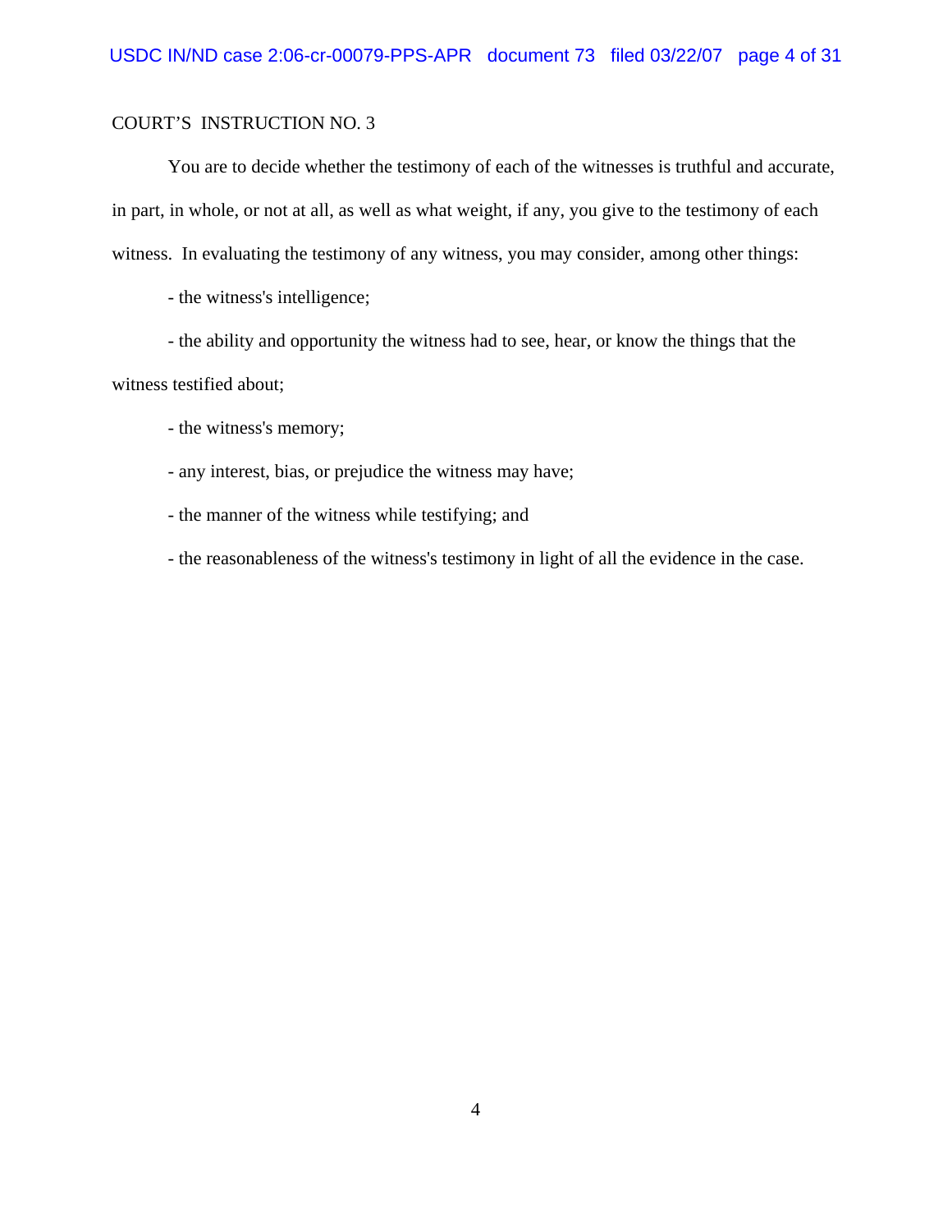COURT'S INSTRUCTION NO. 3

You are to decide whether the testimony of each of the witnesses is truthful and accurate, in part, in whole, or not at all, as well as what weight, if any, you give to the testimony of each witness. In evaluating the testimony of any witness, you may consider, among other things:

- the witness's intelligence;
- the ability and opportunity the witness had to see, hear, or know the things that the witness testified about;
- the witness's memory;
- any interest, bias, or prejudice the witness may have;
- the manner of the witness while testifying; and
- the reasonableness of the witness's testimony in light of all the evidence in the case.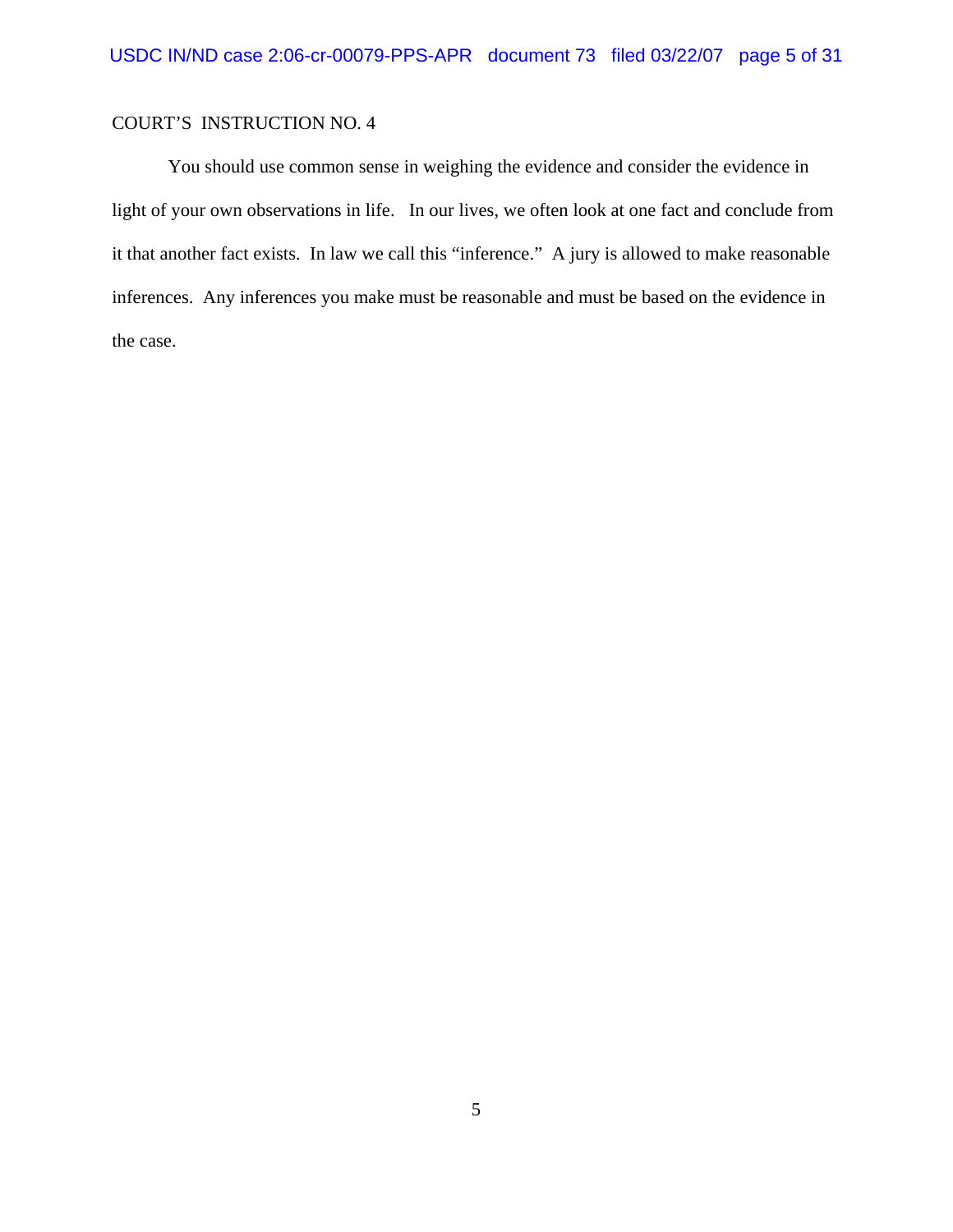COURT'S INSTRUCTION NO. 4

You should use common sense in weighing the evidence and consider the evidence in light of your own observations in life. In our lives, we often look at one fact and conclude from it that another fact exists. In law we call this "inference." A jury is allowed to make reasonable inferences. Any inferences you make must be reasonable and must be based on the evidence in the case.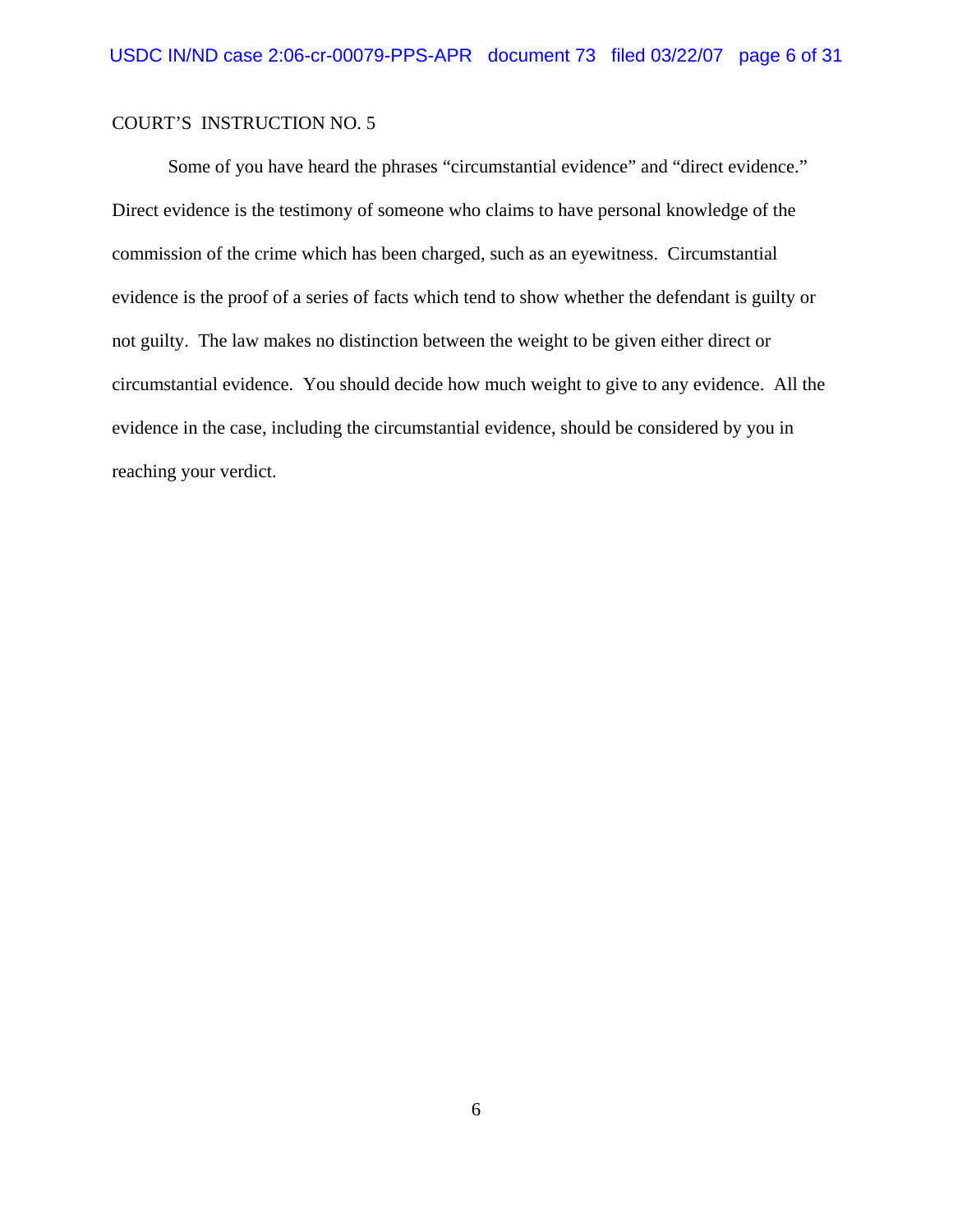COURT'S INSTRUCTION NO. 5

Some of you have heard the phrases "circumstantial evidence" and "direct evidence." Direct evidence is the testimony of someone who claims to have personal knowledge of the commission of the crime which has been charged, such as an eyewitness. Circumstantial evidence is the proof of a series of facts which tend to show whether the defendant is guilty or not guilty. The law makes no distinction between the weight to be given either direct or circumstantial evidence. You should decide how much weight to give to any evidence. All the evidence in the case, including the circumstantial evidence, should be considered by you in reaching your verdict.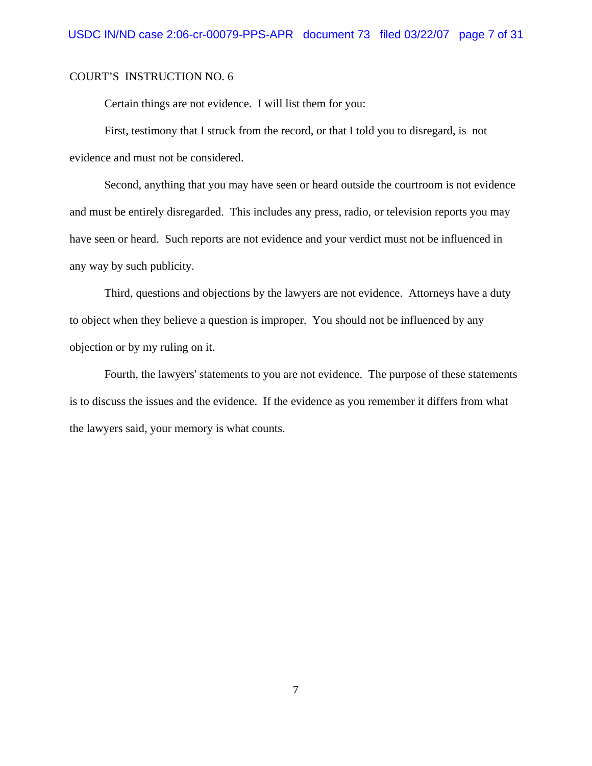COURT'S INSTRUCTION NO. 6

Certain things are not evidence. I will list them for you:

First, testimony that I struck from the record, or that I told you to disregard, is not evidence and must not be considered.

Second, anything that you may have seen or heard outside the courtroom is not evidence and must be entirely disregarded. This includes any press, radio, or television reports you may have seen or heard. Such reports are not evidence and your verdict must not be influenced in any way by such publicity.

Third, questions and objections by the lawyers are not evidence. Attorneys have a duty to object when they believe a question is improper. You should not be influenced by any objection or by my ruling on it.

Fourth, the lawyers' statements to you are not evidence. The purpose of these statements is to discuss the issues and the evidence. If the evidence as you remember it differs from what the lawyers said, your memory is what counts.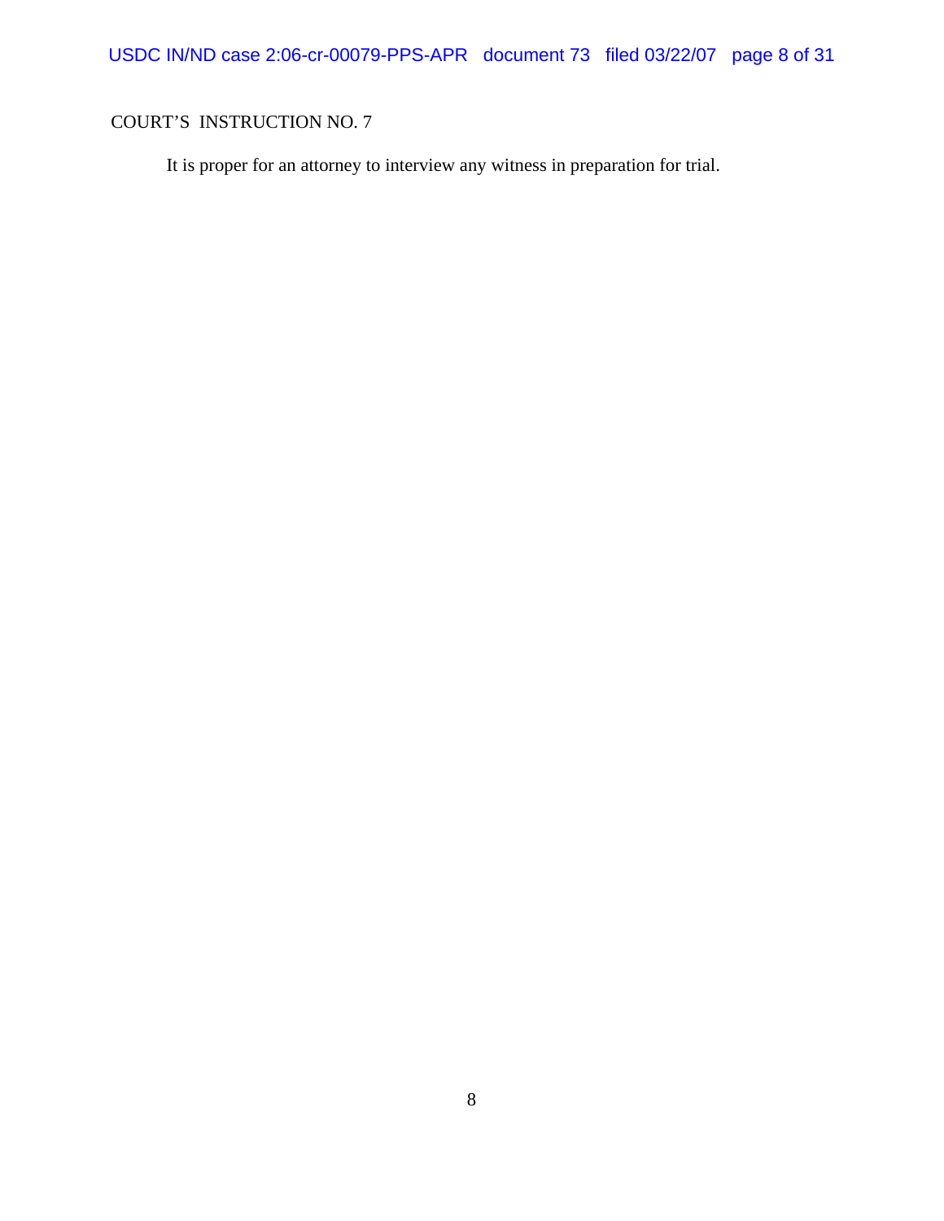COURT'S INSTRUCTION NO. 7

It is proper for an attorney to interview any witness in preparation for trial.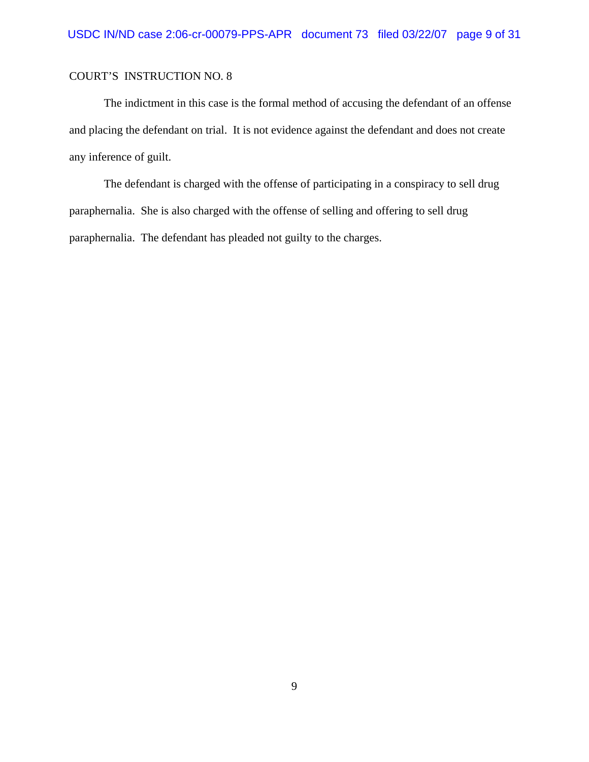COURT'S INSTRUCTION NO. 8

The indictment in this case is the formal method of accusing the defendant of an offense and placing the defendant on trial. It is not evidence against the defendant and does not create any inference of guilt.

The defendant is charged with the offense of participating in a conspiracy to sell drug paraphernalia. She is also charged with the offense of selling and offering to sell drug paraphernalia. The defendant has pleaded not guilty to the charges.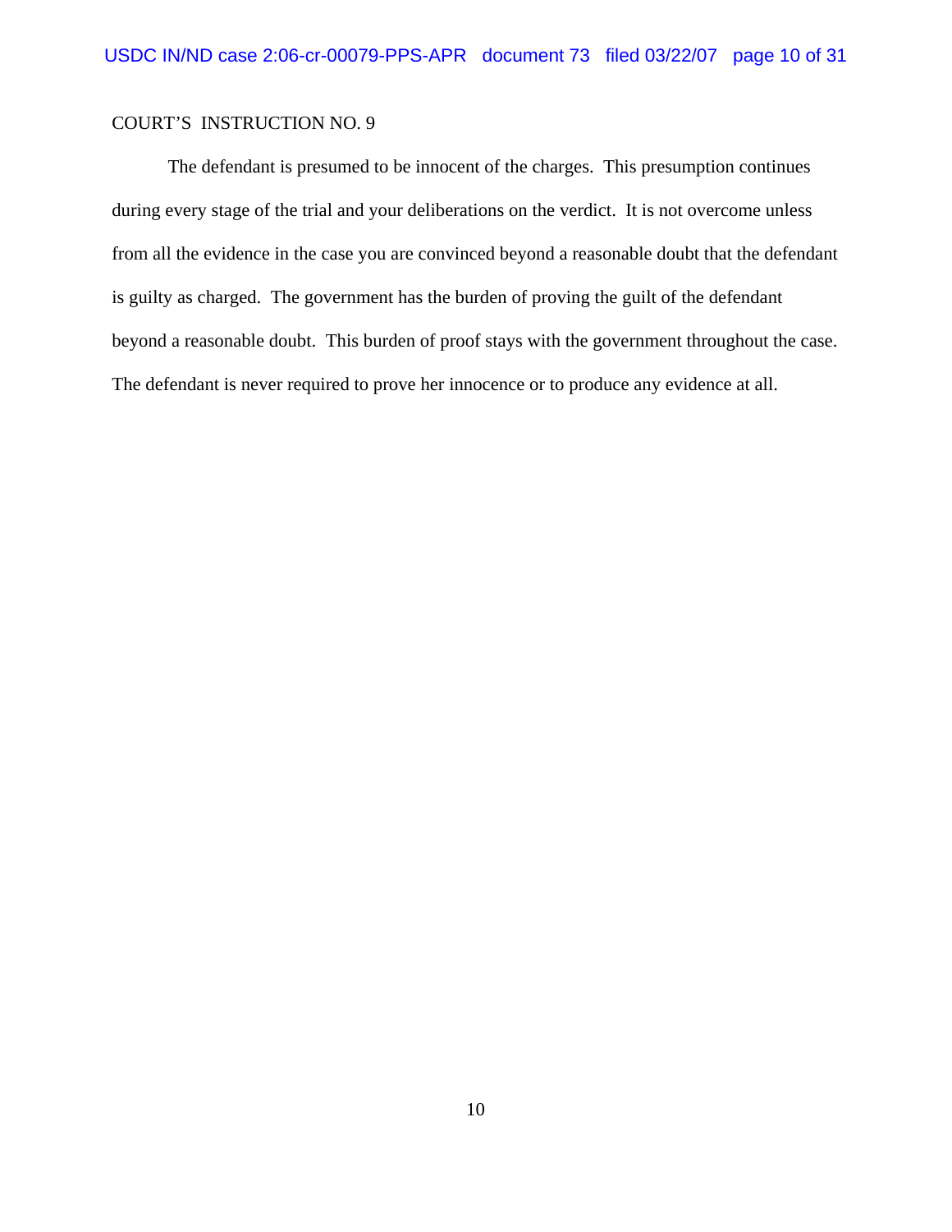COURT'S INSTRUCTION NO. 9

The defendant is presumed to be innocent of the charges. This presumption continues during every stage of the trial and your deliberations on the verdict. It is not overcome unless from all the evidence in the case you are convinced beyond a reasonable doubt that the defendant is guilty as charged. The government has the burden of proving the guilt of the defendant beyond a reasonable doubt. This burden of proof stays with the government throughout the case. The defendant is never required to prove her innocence or to produce any evidence at all.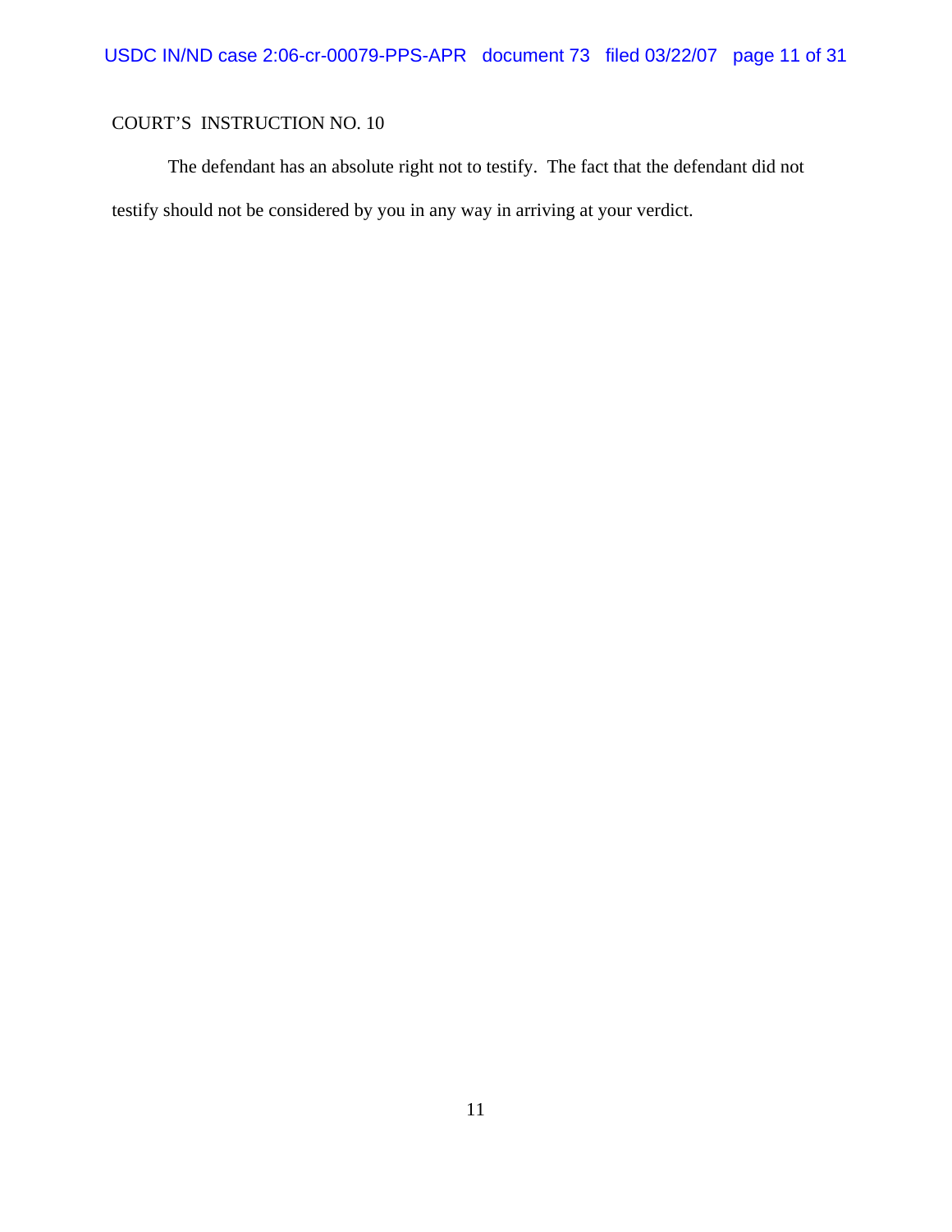COURT'S INSTRUCTION NO. 10

The defendant has an absolute right not to testify. The fact that the defendant did not testify should not be considered by you in any way in arriving at your verdict.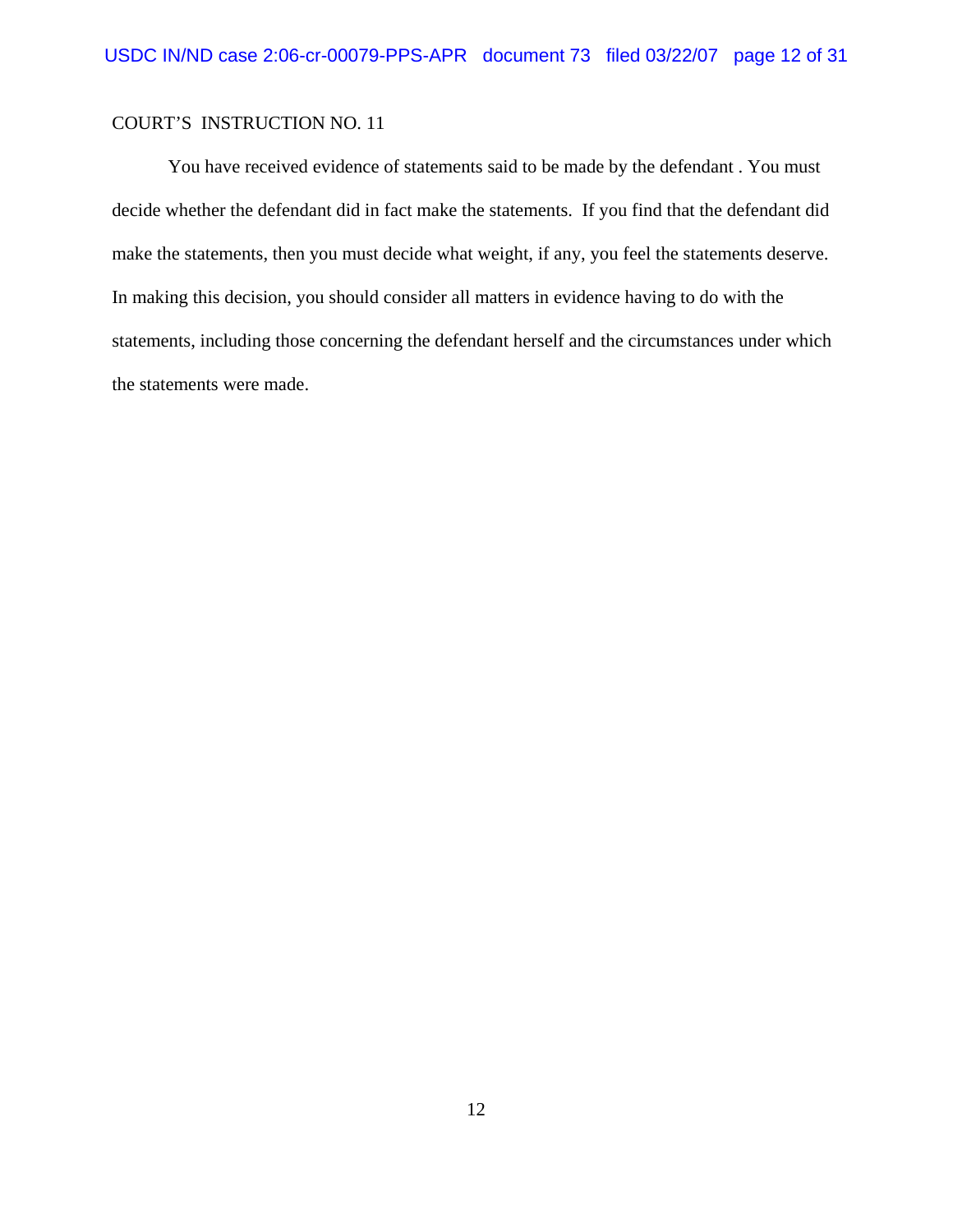COURT'S INSTRUCTION NO. 11

You have received evidence of statements said to be made by the defendant . You must decide whether the defendant did in fact make the statements. If you find that the defendant did make the statements, then you must decide what weight, if any, you feel the statements deserve. In making this decision, you should consider all matters in evidence having to do with the statements, including those concerning the defendant herself and the circumstances under which the statements were made.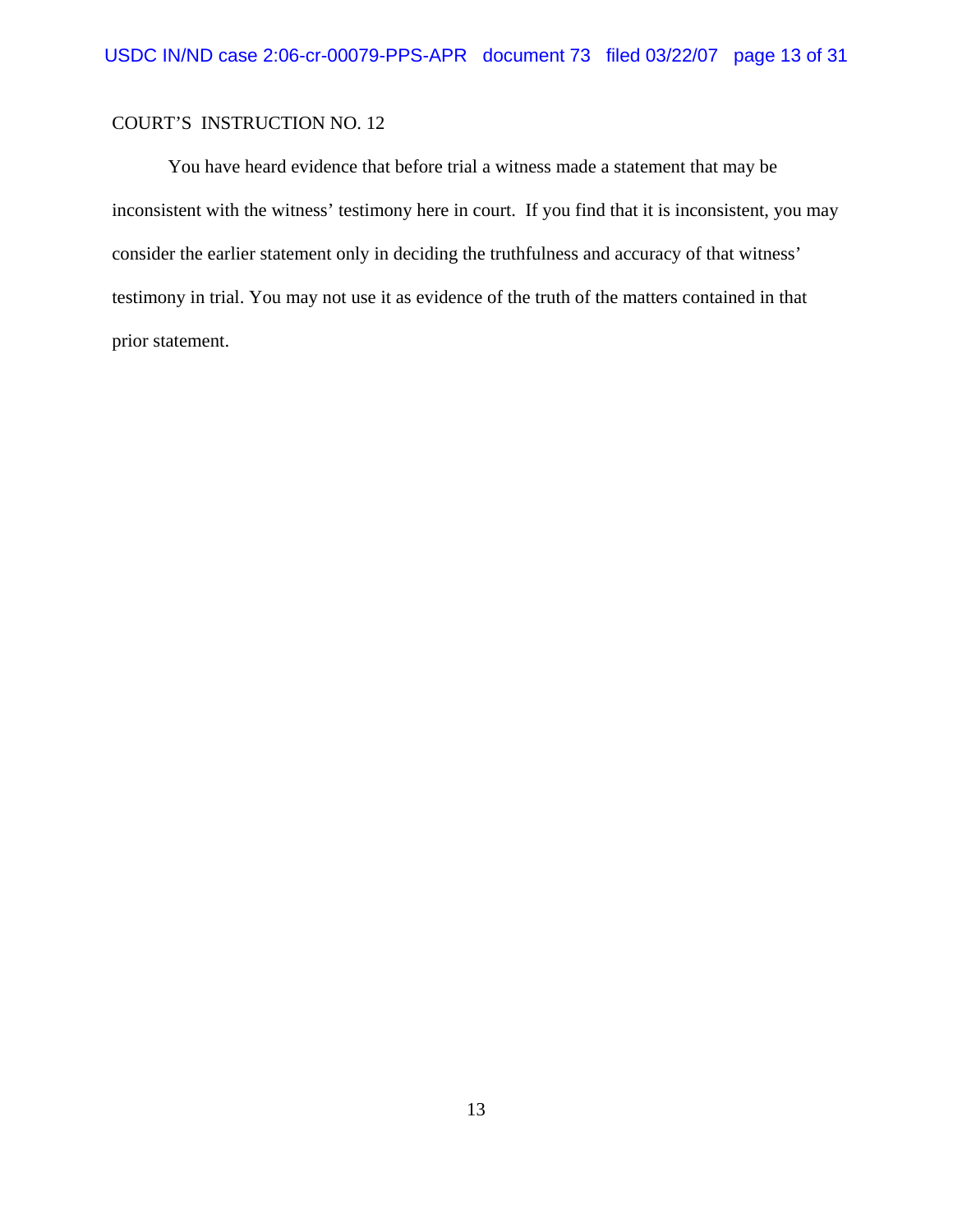COURT'S INSTRUCTION NO. 12

You have heard evidence that before trial a witness made a statement that may be inconsistent with the witness' testimony here in court. If you find that it is inconsistent, you may consider the earlier statement only in deciding the truthfulness and accuracy of that witness' testimony in trial. You may not use it as evidence of the truth of the matters contained in that prior statement.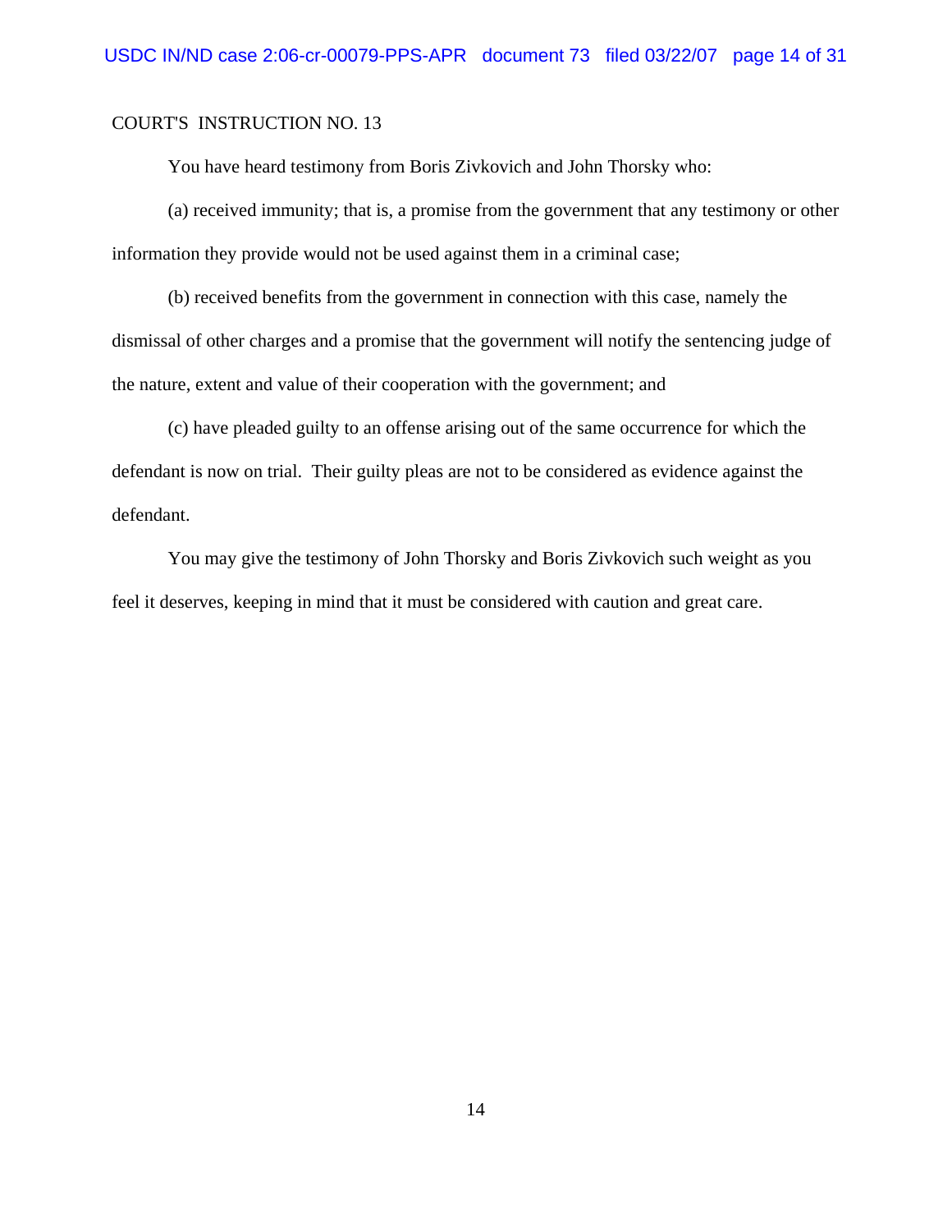COURT'S INSTRUCTION NO. 13

You have heard testimony from Boris Zivkovich and John Thorsky who:

(a) received immunity; that is, a promise from the government that any testimony or other information they provide would not be used against them in a criminal case;

(b) received benefits from the government in connection with this case, namely the dismissal of other charges and a promise that the government will notify the sentencing judge of the nature, extent and value of their cooperation with the government; and

(c) have pleaded guilty to an offense arising out of the same occurrence for which the defendant is now on trial. Their guilty pleas are not to be considered as evidence against the defendant.

You may give the testimony of John Thorsky and Boris Zivkovich such weight as you feel it deserves, keeping in mind that it must be considered with caution and great care.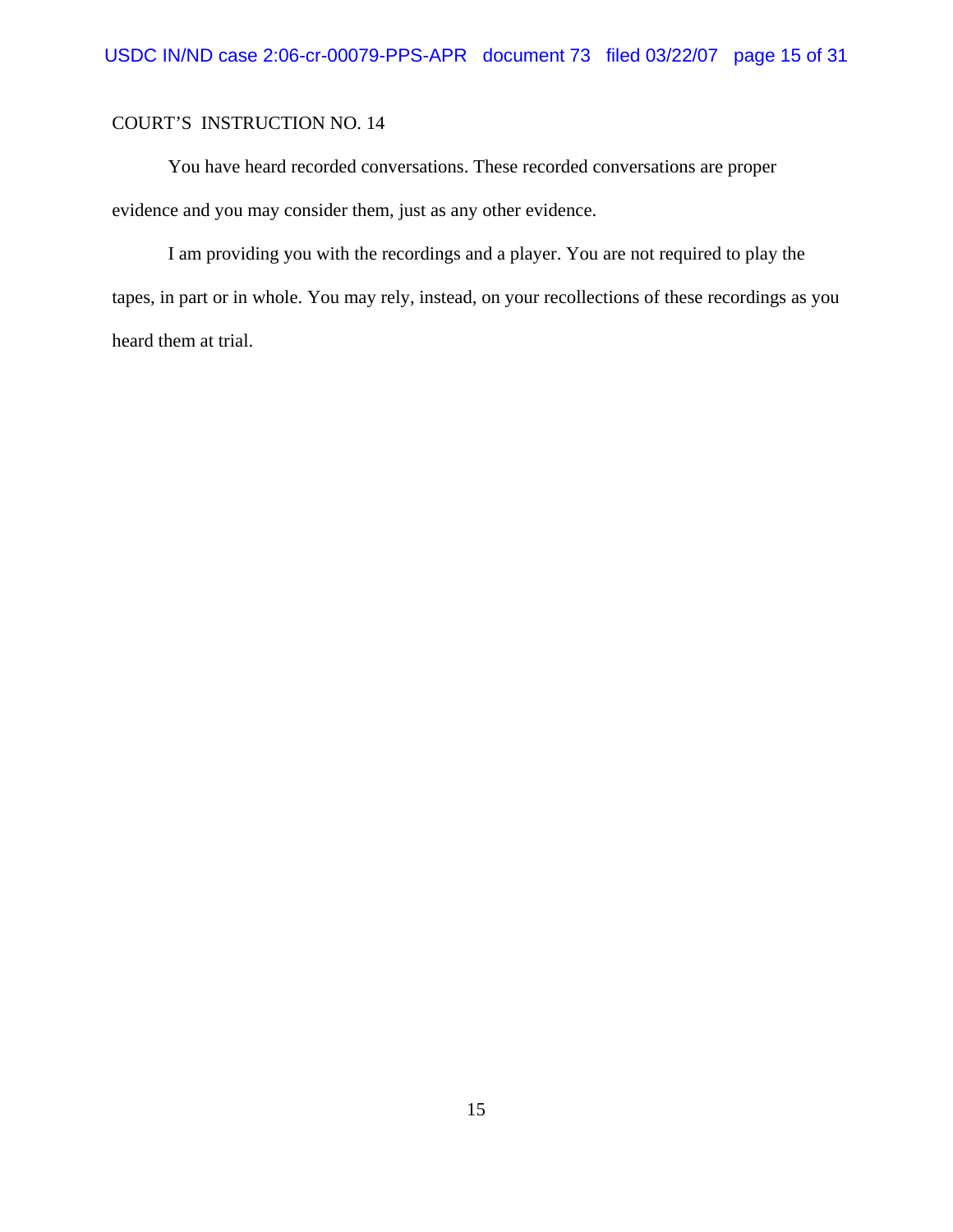COURT'S INSTRUCTION NO. 14

You have heard recorded conversations. These recorded conversations are proper evidence and you may consider them, just as any other evidence.

I am providing you with the recordings and a player. You are not required to play the tapes, in part or in whole. You may rely, instead, on your recollections of these recordings as you heard them at trial.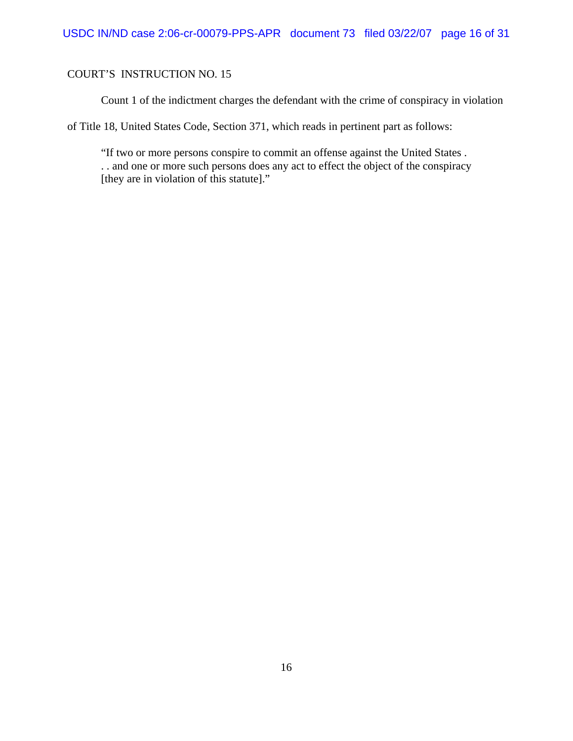COURT'S INSTRUCTION NO. 15

Count 1 of the indictment charges the defendant with the crime of conspiracy in violation of Title 18, United States Code, Section 371, which reads in pertinent part as follows:

> "If two or more persons conspire to commit an offense against the United States . . . and one or more such persons does any act to effect the object of the conspiracy [they are in violation of this statute]."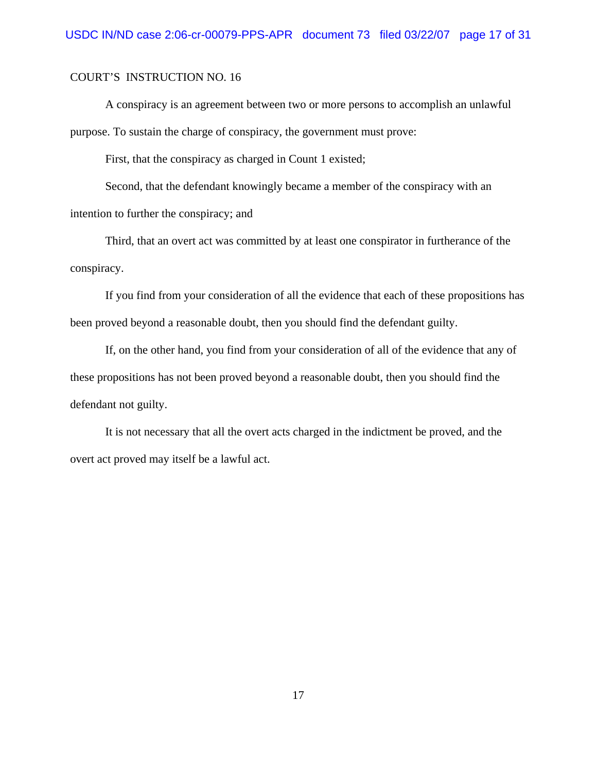COURT'S INSTRUCTION NO. 16

A conspiracy is an agreement between two or more persons to accomplish an unlawful purpose. To sustain the charge of conspiracy, the government must prove:

First, that the conspiracy as charged in Count 1 existed;

Second, that the defendant knowingly became a member of the conspiracy with an intention to further the conspiracy; and

Third, that an overt act was committed by at least one conspirator in furtherance of the conspiracy.

If you find from your consideration of all the evidence that each of these propositions has been proved beyond a reasonable doubt, then you should find the defendant guilty.

If, on the other hand, you find from your consideration of all of the evidence that any of these propositions has not been proved beyond a reasonable doubt, then you should find the defendant not guilty.

It is not necessary that all the overt acts charged in the indictment be proved, and the overt act proved may itself be a lawful act.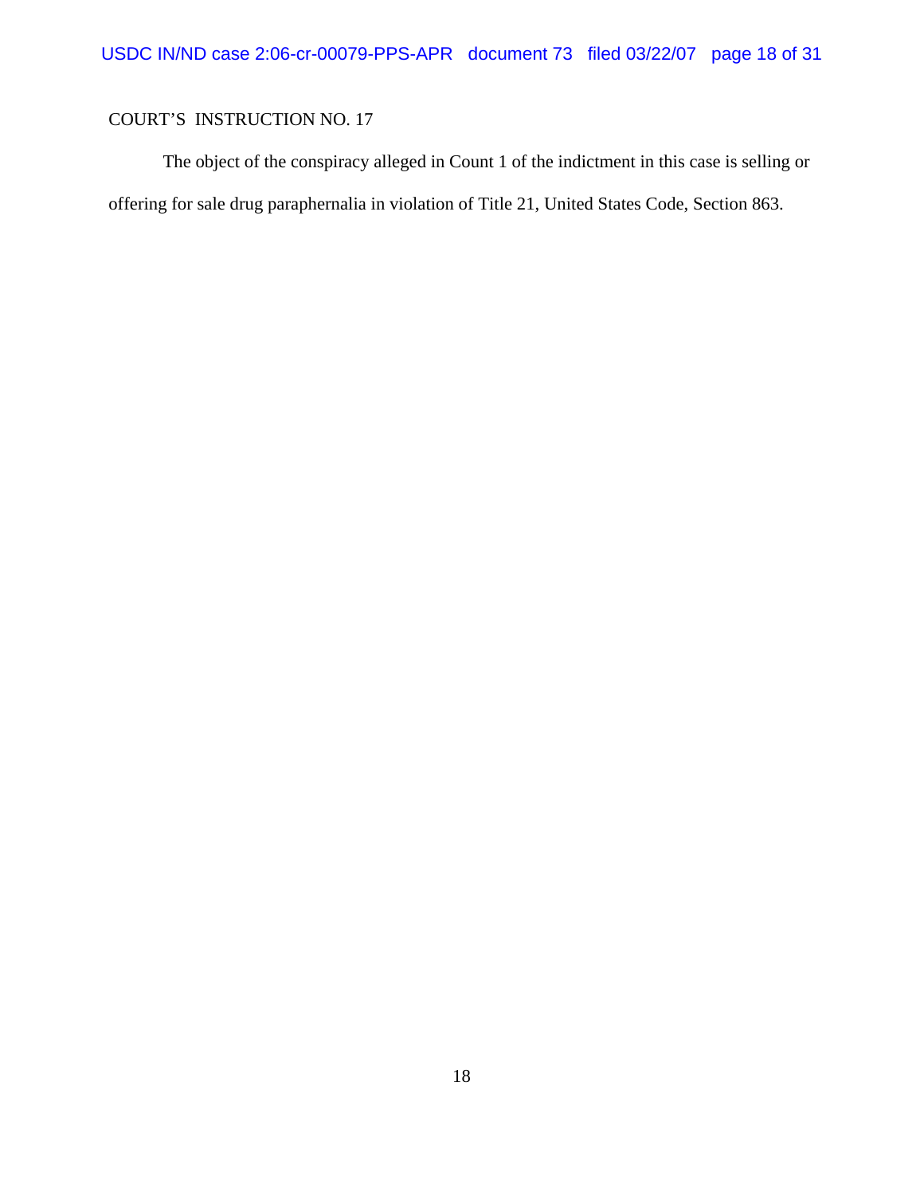COURT'S INSTRUCTION NO. 17

The object of the conspiracy alleged in Count 1 of the indictment in this case is selling or offering for sale drug paraphernalia in violation of Title 21, United States Code, Section 863.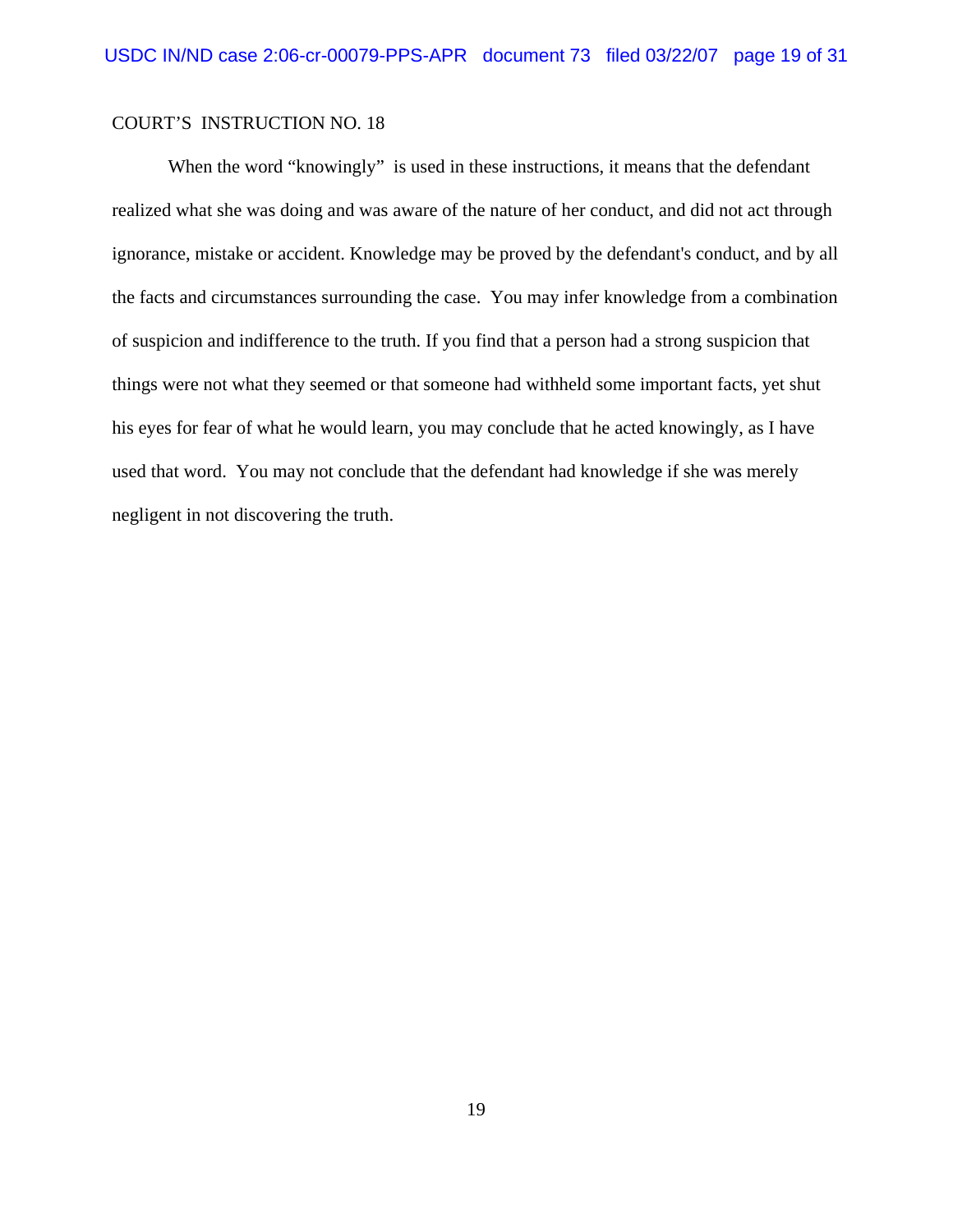COURT'S INSTRUCTION NO. 18

When the word "knowingly" is used in these instructions, it means that the defendant realized what she was doing and was aware of the nature of her conduct, and did not act through ignorance, mistake or accident. Knowledge may be proved by the defendant's conduct, and by all the facts and circumstances surrounding the case. You may infer knowledge from a combination of suspicion and indifference to the truth. If you find that a person had a strong suspicion that things were not what they seemed or that someone had withheld some important facts, yet shut his eyes for fear of what he would learn, you may conclude that he acted knowingly, as I have used that word. You may not conclude that the defendant had knowledge if she was merely negligent in not discovering the truth.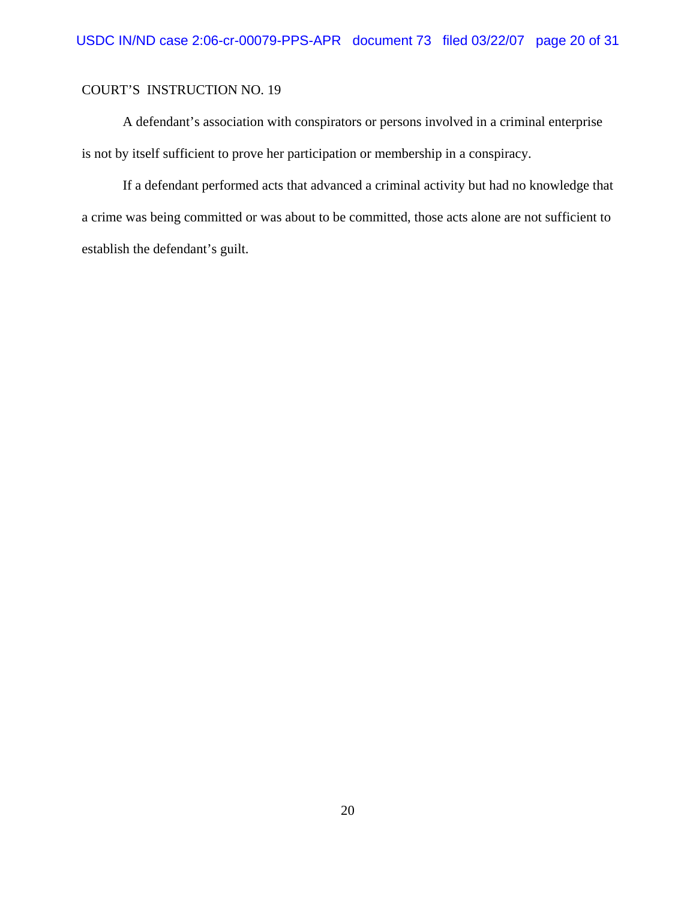COURT'S INSTRUCTION NO. 19

A defendant's association with conspirators or persons involved in a criminal enterprise is not by itself sufficient to prove her participation or membership in a conspiracy.

If a defendant performed acts that advanced a criminal activity but had no knowledge that a crime was being committed or was about to be committed, those acts alone are not sufficient to establish the defendant's guilt.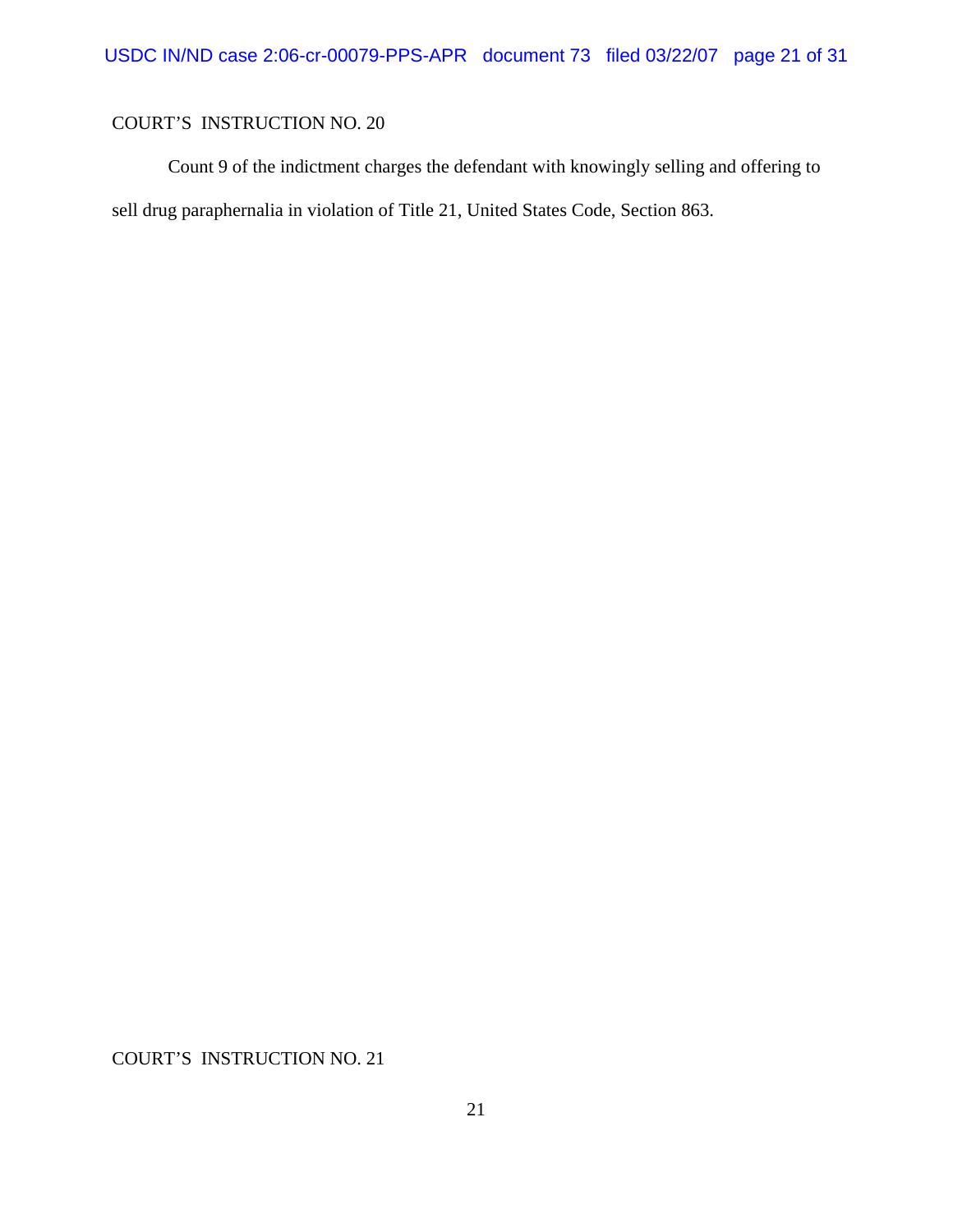COURT'S INSTRUCTION NO. 20

Count 9 of the indictment charges the defendant with knowingly selling and offering to sell drug paraphernalia in violation of Title 21, United States Code, Section 863.

COURT'S INSTRUCTION NO. 21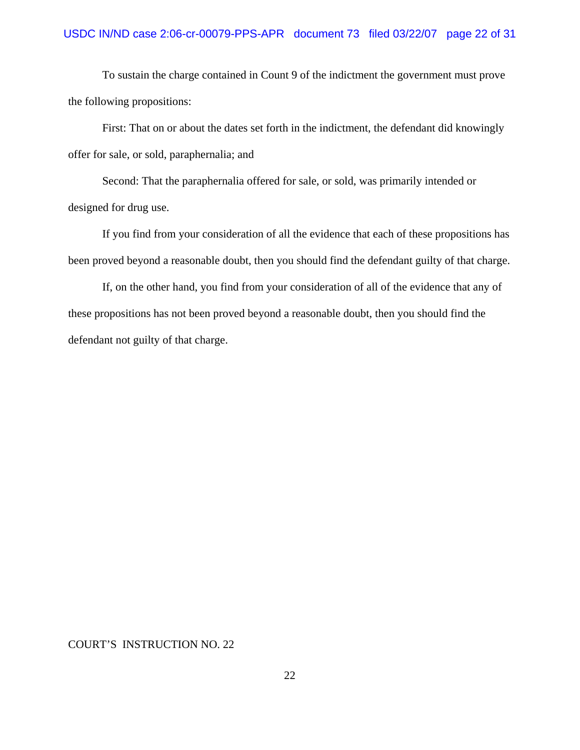To sustain the charge contained in Count 9 of the indictment the government must prove the following propositions:

First: That on or about the dates set forth in the indictment, the defendant did knowingly offer for sale, or sold, paraphernalia; and

Second: That the paraphernalia offered for sale, or sold, was primarily intended or designed for drug use.

If you find from your consideration of all the evidence that each of these propositions has been proved beyond a reasonable doubt, then you should find the defendant guilty of that charge.

If, on the other hand, you find from your consideration of all of the evidence that any of these propositions has not been proved beyond a reasonable doubt, then you should find the defendant not guilty of that charge.

COURT'S INSTRUCTION NO. 22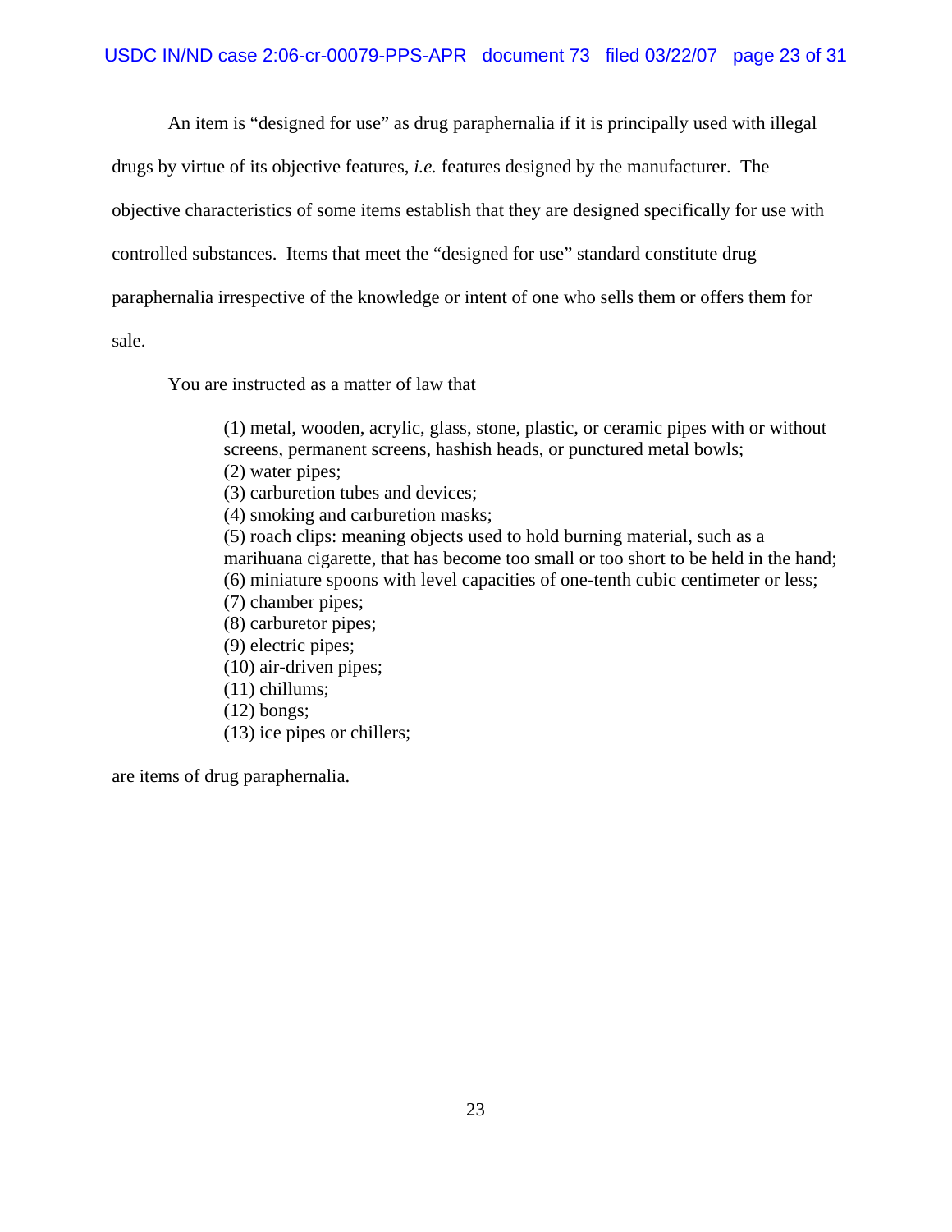An item is "designed for use" as drug paraphernalia if it is principally used with illegal drugs by virtue of its objective features, *i.e.* features designed by the manufacturer. The objective characteristics of some items establish that they are designed specifically for use with controlled substances. Items that meet the "designed for use" standard constitute drug paraphernalia irrespective of the knowledge or intent of one who sells them or offers them for sale.

You are instructed as a matter of law that

> (1) metal, wooden, acrylic, glass, stone, plastic, or ceramic pipes with or without screens, permanent screens, hashish heads, or punctured metal bowls;
> (2) water pipes;
> (3) carburetion tubes and devices;
> (4) smoking and carburetion masks;
> (5) roach clips: meaning objects used to hold burning material, such as a marihuana cigarette, that has become too small or too short to be held in the hand;
> (6) miniature spoons with level capacities of one-tenth cubic centimeter or less;
> (7) chamber pipes;
> (8) carburetor pipes;
> (9) electric pipes;
> (10) air-driven pipes;
> (11) chillums;
> (12) bongs;
> (13) ice pipes or chillers;

are items of drug paraphernalia.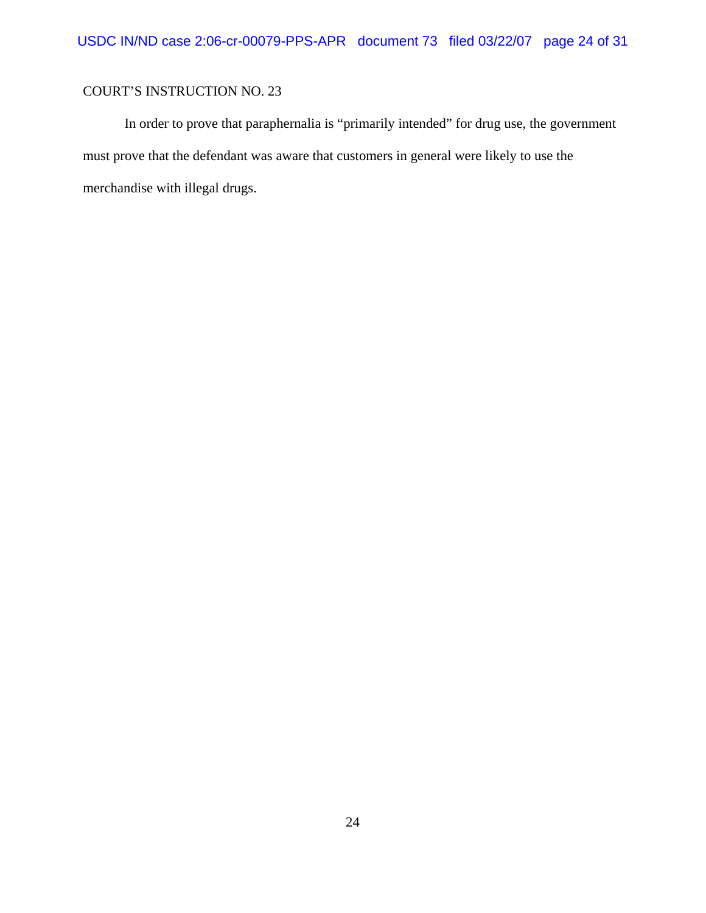COURT'S INSTRUCTION NO. 23

In order to prove that paraphernalia is "primarily intended" for drug use, the government must prove that the defendant was aware that customers in general were likely to use the merchandise with illegal drugs.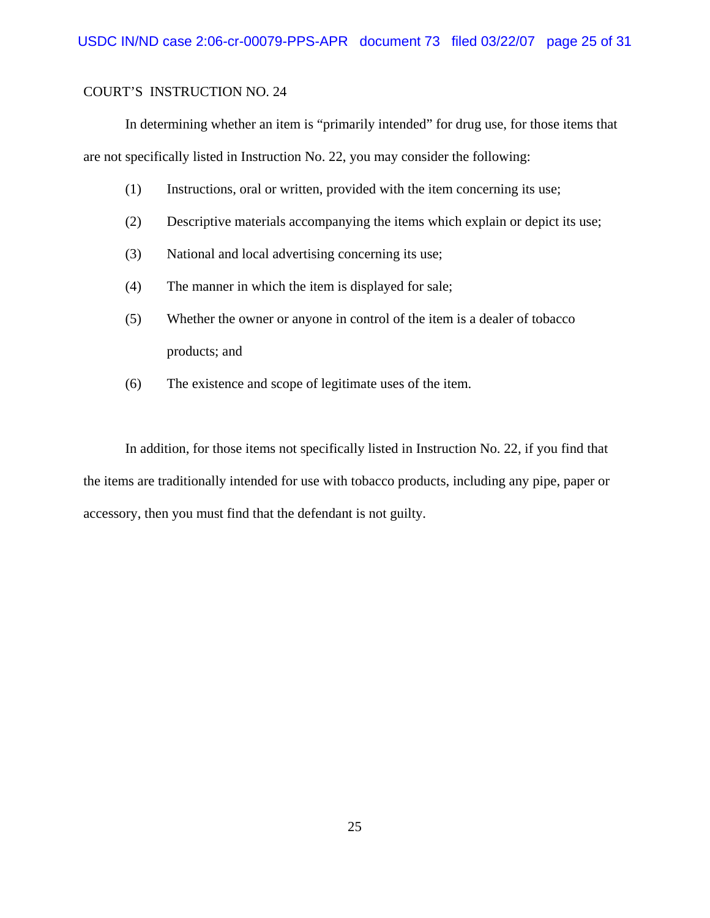COURT'S INSTRUCTION NO. 24

In determining whether an item is "primarily intended" for drug use, for those items that are not specifically listed in Instruction No. 22, you may consider the following:

(1) Instructions, oral or written, provided with the item concerning its use;

(2) Descriptive materials accompanying the items which explain or depict its use;

(3) National and local advertising concerning its use;

(4) The manner in which the item is displayed for sale;

(5) Whether the owner or anyone in control of the item is a dealer of tobacco products; and

(6) The existence and scope of legitimate uses of the item.

In addition, for those items not specifically listed in Instruction No. 22, if you find that the items are traditionally intended for use with tobacco products, including any pipe, paper or accessory, then you must find that the defendant is not guilty.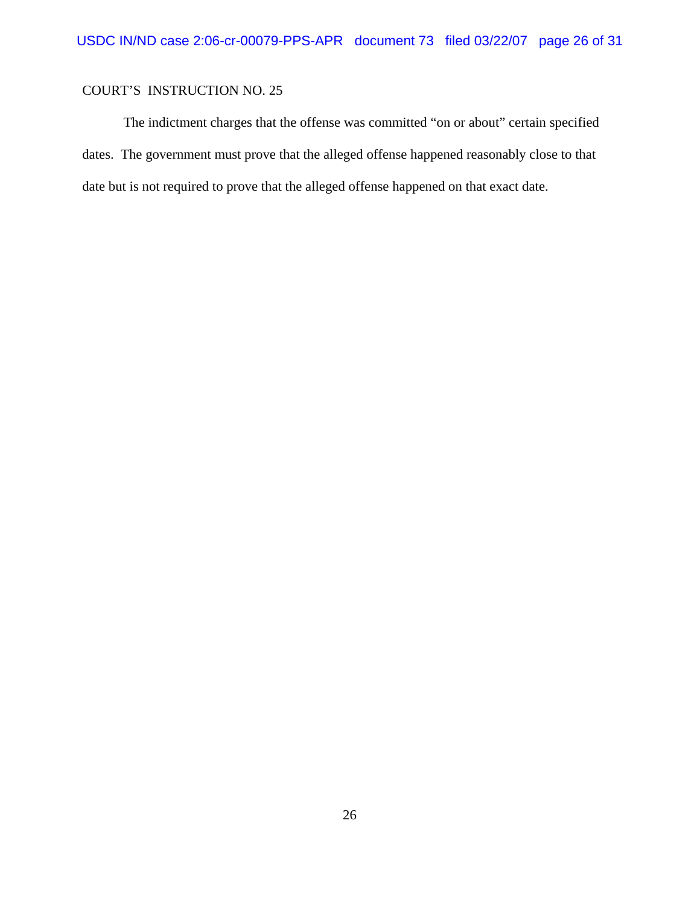COURT'S INSTRUCTION NO. 25

The indictment charges that the offense was committed "on or about" certain specified dates. The government must prove that the alleged offense happened reasonably close to that date but is not required to prove that the alleged offense happened on that exact date.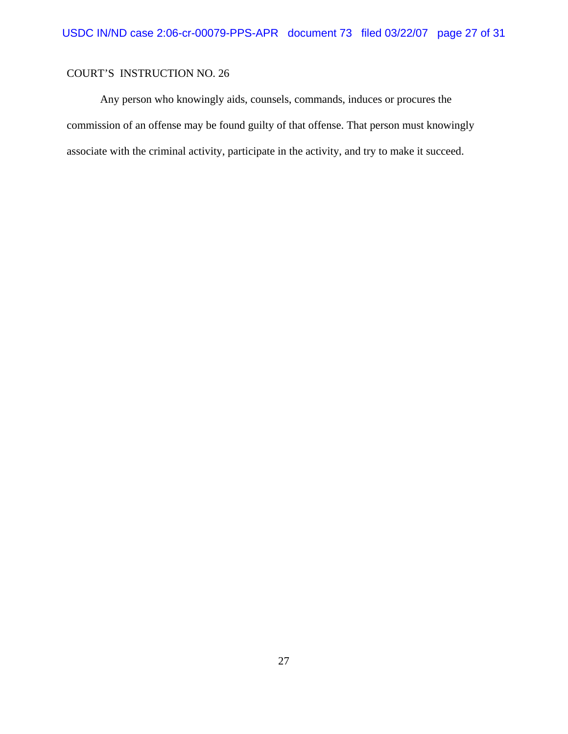COURT'S INSTRUCTION NO. 26

Any person who knowingly aids, counsels, commands, induces or procures the commission of an offense may be found guilty of that offense. That person must knowingly associate with the criminal activity, participate in the activity, and try to make it succeed.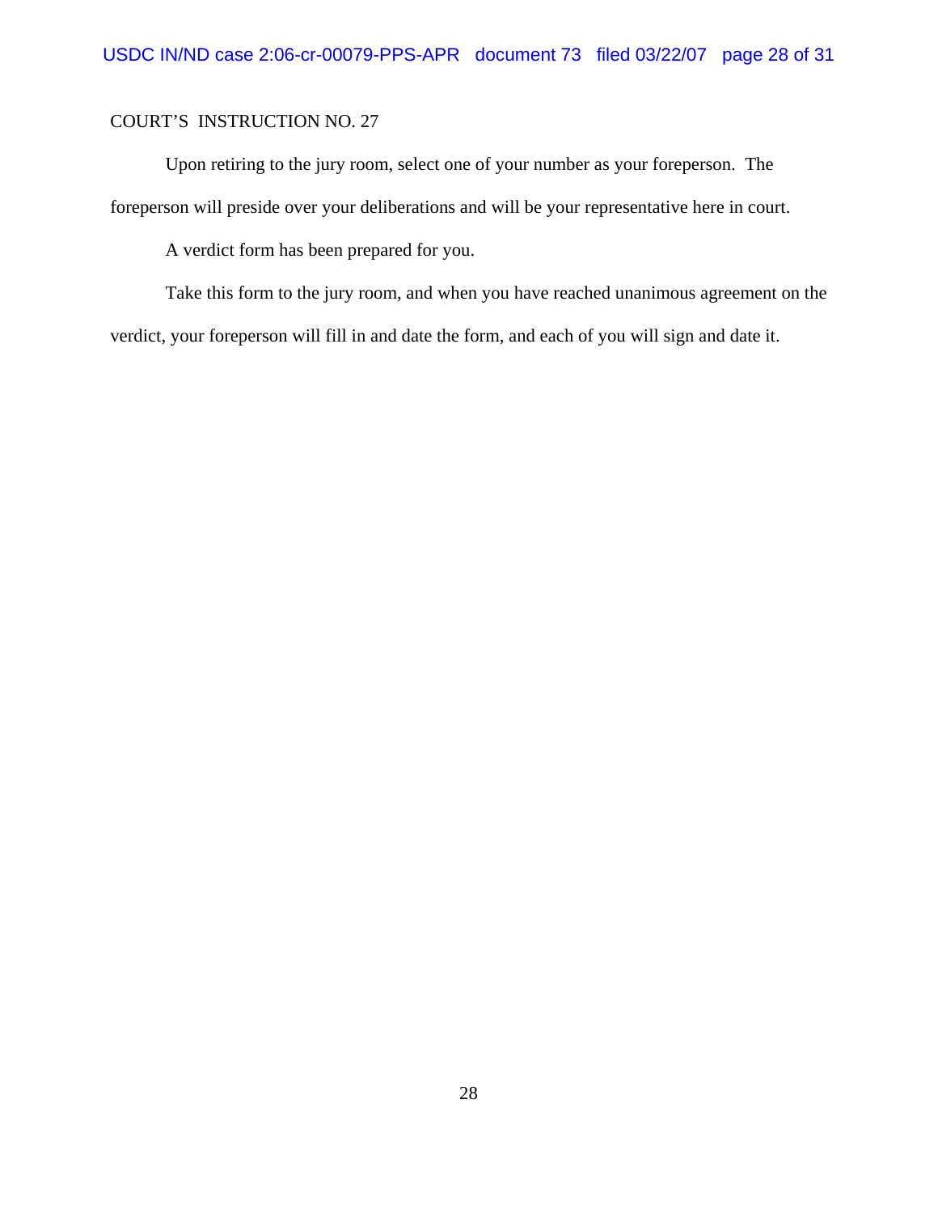COURT'S INSTRUCTION NO. 27

Upon retiring to the jury room, select one of your number as your foreperson. The foreperson will preside over your deliberations and will be your representative here in court.

A verdict form has been prepared for you.

Take this form to the jury room, and when you have reached unanimous agreement on the verdict, your foreperson will fill in and date the form, and each of you will sign and date it.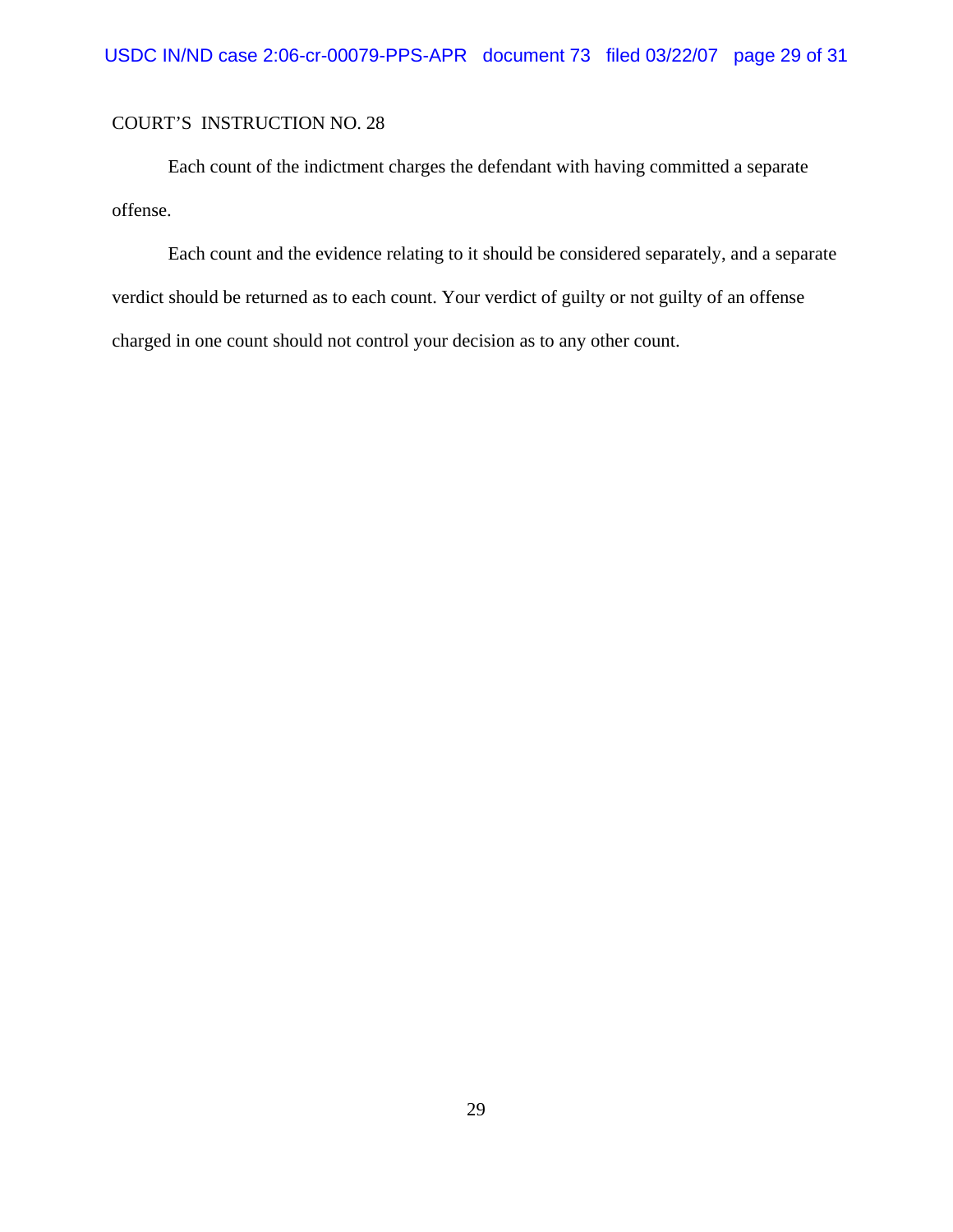COURT’S INSTRUCTION NO. 28

Each count of the indictment charges the defendant with having committed a separate offense.

Each count and the evidence relating to it should be considered separately, and a separate verdict should be returned as to each count. Your verdict of guilty or not guilty of an offense charged in one count should not control your decision as to any other count.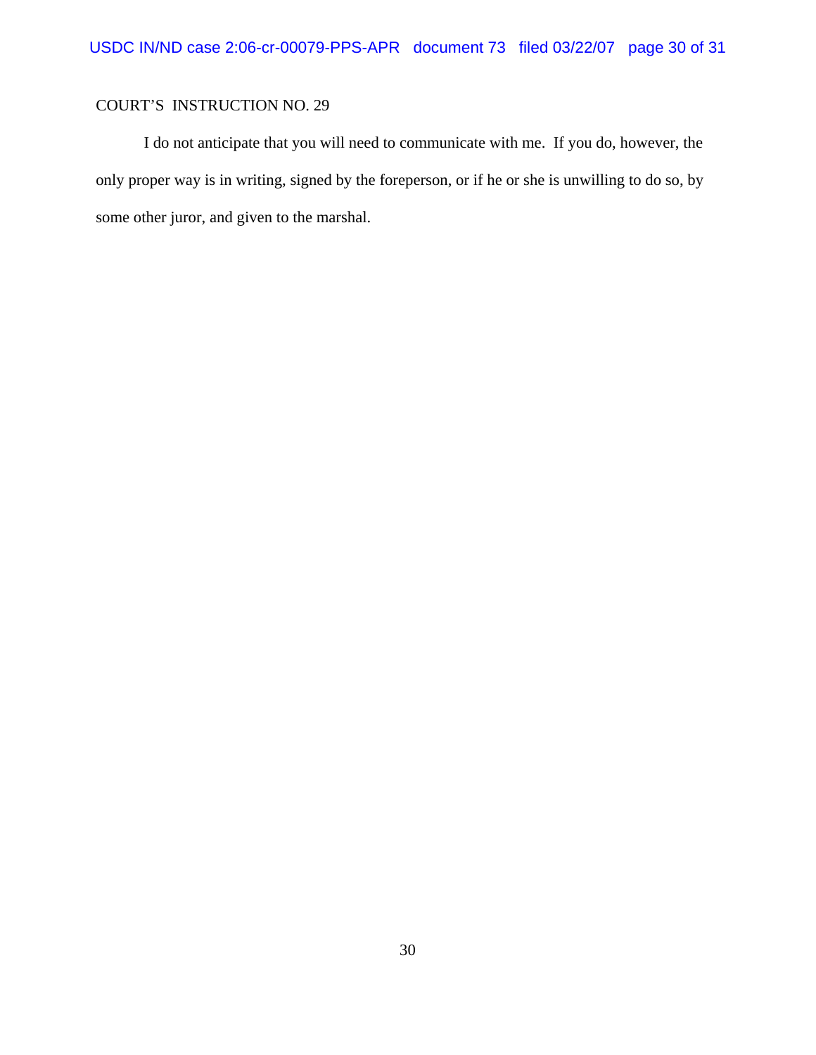COURT'S INSTRUCTION NO. 29

I do not anticipate that you will need to communicate with me. If you do, however, the only proper way is in writing, signed by the foreperson, or if he or she is unwilling to do so, by some other juror, and given to the marshal.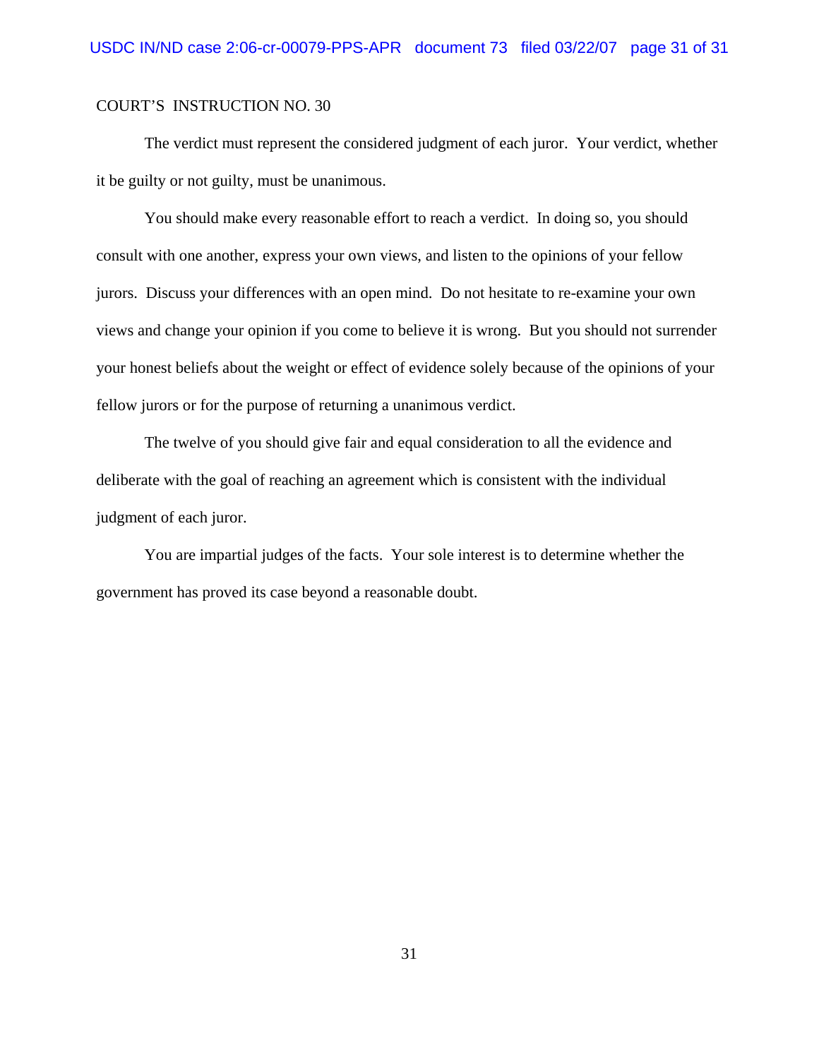COURT'S INSTRUCTION NO. 30

The verdict must represent the considered judgment of each juror. Your verdict, whether it be guilty or not guilty, must be unanimous.

You should make every reasonable effort to reach a verdict. In doing so, you should consult with one another, express your own views, and listen to the opinions of your fellow jurors. Discuss your differences with an open mind. Do not hesitate to re-examine your own views and change your opinion if you come to believe it is wrong. But you should not surrender your honest beliefs about the weight or effect of evidence solely because of the opinions of your fellow jurors or for the purpose of returning a unanimous verdict.

The twelve of you should give fair and equal consideration to all the evidence and deliberate with the goal of reaching an agreement which is consistent with the individual judgment of each juror.

You are impartial judges of the facts. Your sole interest is to determine whether the government has proved its case beyond a reasonable doubt.